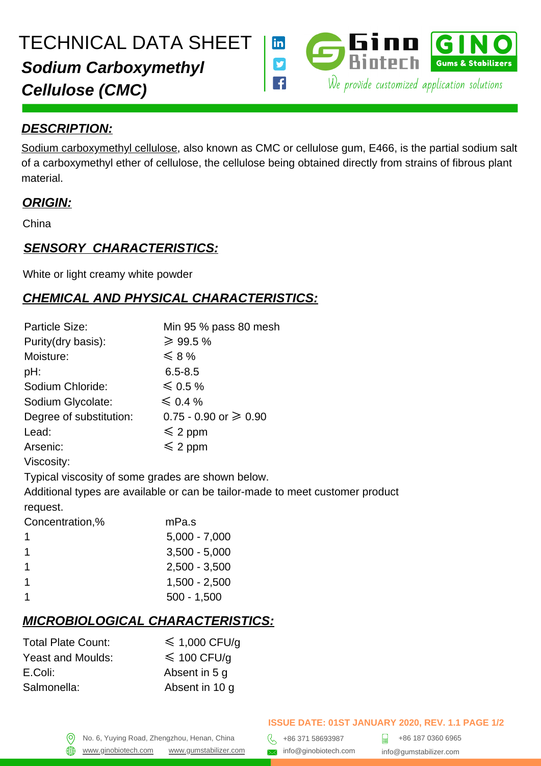# TECHNICAL DATA SHEET

## *Sodium Carboxymethyl Cellulose (CMC)*

Gino Biotech — GINO Gums & Stabilizers

We provide customized application solutions

### ***DESCRIPTION:***

Sodium carboxymethyl cellulose, also known as CMC or cellulose gum, E466, is the partial sodium salt of a carboxymethyl ether of cellulose, the cellulose being obtained directly from strains of fibrous plant material.

### ***ORIGIN:***

China

### ***SENSORY CHARACTERISTICS:***

White or light creamy white powder

### ***CHEMICAL AND PHYSICAL CHARACTERISTICS:***

| | |
|---|---|
| Particle Size: | Min 95 % pass 80 mesh |
| Purity(dry basis): | ⩾ 99.5 % |
| Moisture: | ⩽ 8 % |
| pH: | 6.5-8.5 |
| Sodium Chloride: | ⩽ 0.5 % |
| Sodium Glycolate: | ⩽ 0.4 % |
| Degree of substitution: | 0.75 - 0.90 or ⩾ 0.90 |
| Lead: | ⩽ 2 ppm |
| Arsenic: | ⩽ 2 ppm |

Viscosity:

Typical viscosity of some grades are shown below.

Additional types are available or can be tailor-made to meet customer product request.

| Concentration,% | mPa.s |
|---|---|
| 1 | 5,000 - 7,000 |
| 1 | 3,500 - 5,000 |
| 1 | 2,500 - 3,500 |
| 1 | 1,500 - 2,500 |
| 1 | 500 - 1,500 |

### ***MICROBIOLOGICAL CHARACTERISTICS:***

| | |
|---|---|
| Total Plate Count: | ⩽ 1,000 CFU/g |
| Yeast and Moulds: | ⩽ 100 CFU/g |
| E.Coli: | Absent in 5 g |
| Salmonella: | Absent in 10 g |

**ISSUE DATE: 01ST JANUARY 2020, REV. 1.1**

No. 6, Yuying Road, Zhengzhou, Henan, China
www.ginobiotech.com www.gumstabilizer.com
+86 371 58693987
info@ginobiotech.com
+86 187 0360 6965
info@gumstabilizer.com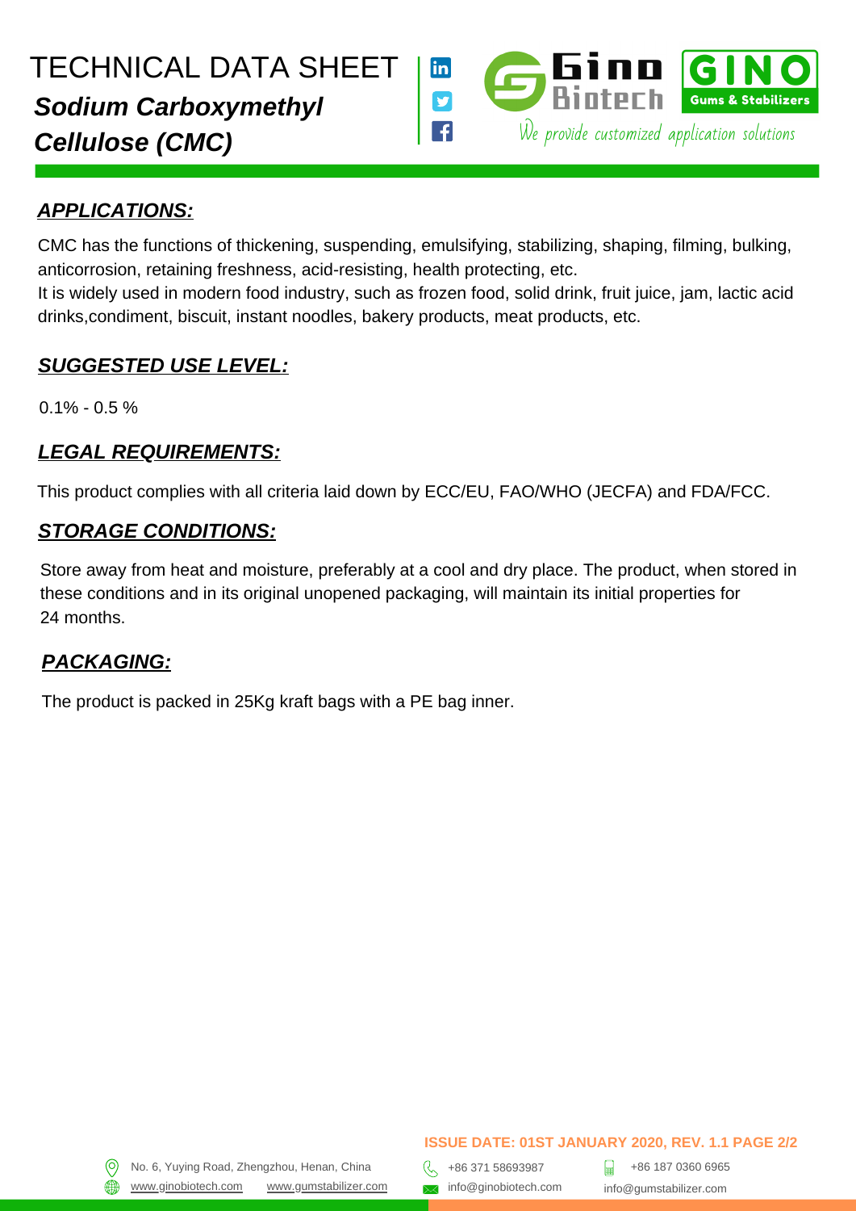# TECHNICAL DATA SHEET

## *Sodium Carboxymethyl Cellulose (CMC)*

Gino Biotech | GINO Gums & Stabilizers

We provide customized application solutions

## ***APPLICATIONS:***

CMC has the functions of thickening, suspending, emulsifying, stabilizing, shaping, filming, bulking, anticorrosion, retaining freshness, acid-resisting, health protecting, etc.
It is widely used in modern food industry, such as frozen food, solid drink, fruit juice, jam, lactic acid drinks,condiment, biscuit, instant noodles, bakery products, meat products, etc.

## ***SUGGESTED USE LEVEL:***

0.1% - 0.5 %

## ***LEGAL REQUIREMENTS:***

This product complies with all criteria laid down by ECC/EU, FAO/WHO (JECFA) and FDA/FCC.

## ***STORAGE CONDITIONS:***

Store away from heat and moisture, preferably at a cool and dry place. The product, when stored in these conditions and in its original unopened packaging, will maintain its initial properties for 24 months.

## ***PACKAGING:***

The product is packed in 25Kg kraft bags with a PE bag inner.

**ISSUE DATE: 01ST JANUARY 2020, REV. 1.1**

No. 6, Yuying Road, Zhengzhou, Henan, China
www.ginobiotech.com www.gumstabilizer.com
+86 371 58693987
info@ginobiotech.com
+86 187 0360 6965
info@gumstabilizer.com